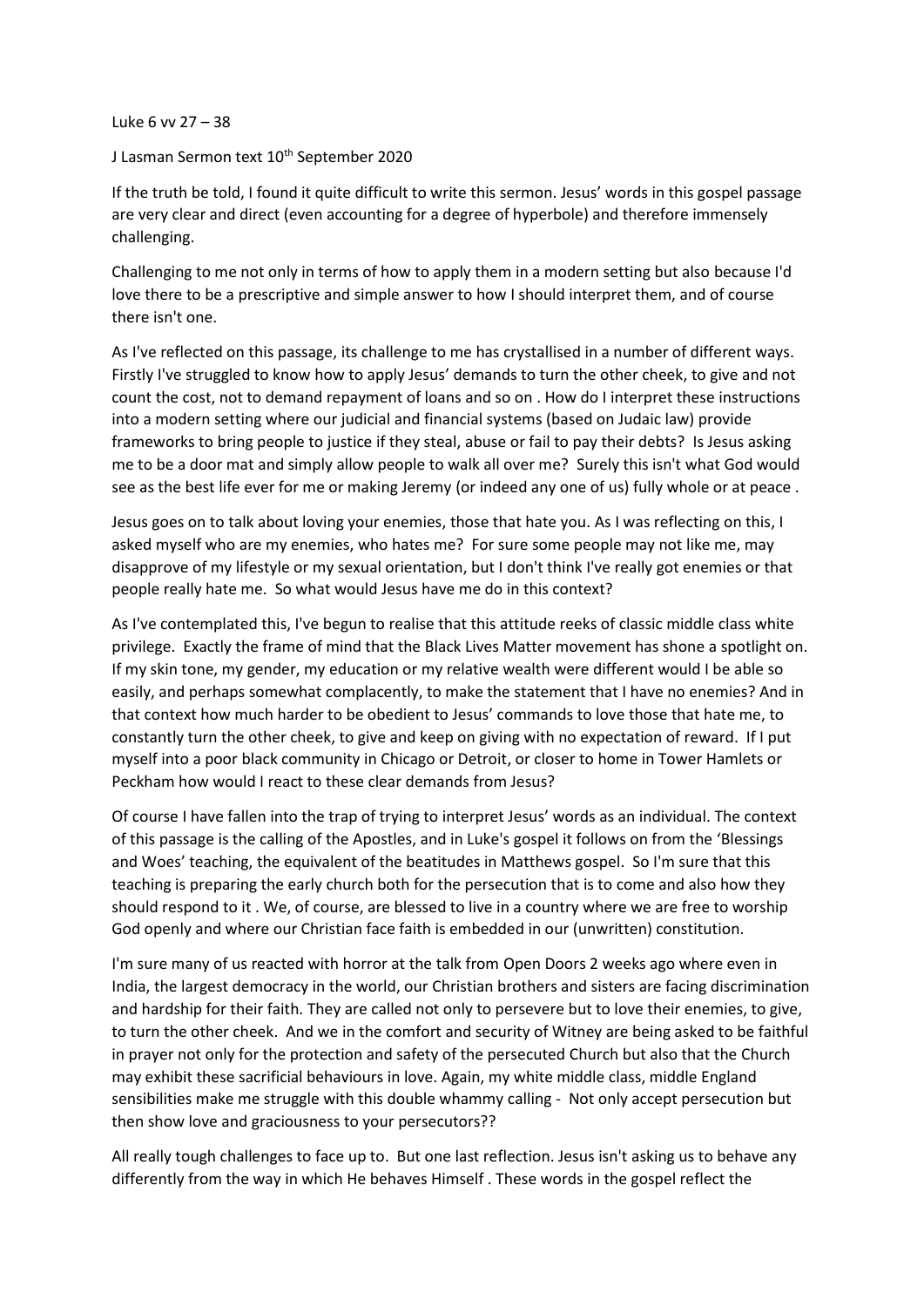Luke 6 vv 27 – 38

J Lasman Sermon text 10th September 2020

If the truth be told, I found it quite difficult to write this sermon. Jesus' words in this gospel passage are very clear and direct (even accounting for a degree of hyperbole) and therefore immensely challenging.

Challenging to me not only in terms of how to apply them in a modern setting but also because I'd love there to be a prescriptive and simple answer to how I should interpret them, and of course there isn't one.

As I've reflected on this passage, its challenge to me has crystallised in a number of different ways. Firstly I've struggled to know how to apply Jesus' demands to turn the other cheek, to give and not count the cost, not to demand repayment of loans and so on . How do I interpret these instructions into a modern setting where our judicial and financial systems (based on Judaic law) provide frameworks to bring people to justice if they steal, abuse or fail to pay their debts? Is Jesus asking me to be a door mat and simply allow people to walk all over me? Surely this isn't what God would see as the best life ever for me or making Jeremy (or indeed any one of us) fully whole or at peace .

Jesus goes on to talk about loving your enemies, those that hate you. As I was reflecting on this, I asked myself who are my enemies, who hates me? For sure some people may not like me, may disapprove of my lifestyle or my sexual orientation, but I don't think I've really got enemies or that people really hate me. So what would Jesus have me do in this context?

As I've contemplated this, I've begun to realise that this attitude reeks of classic middle class white privilege. Exactly the frame of mind that the Black Lives Matter movement has shone a spotlight on. If my skin tone, my gender, my education or my relative wealth were different would I be able so easily, and perhaps somewhat complacently, to make the statement that I have no enemies? And in that context how much harder to be obedient to Jesus' commands to love those that hate me, to constantly turn the other cheek, to give and keep on giving with no expectation of reward. If I put myself into a poor black community in Chicago or Detroit, or closer to home in Tower Hamlets or Peckham how would I react to these clear demands from Jesus?

Of course I have fallen into the trap of trying to interpret Jesus' words as an individual. The context of this passage is the calling of the Apostles, and in Luke's gospel it follows on from the 'Blessings and Woes' teaching, the equivalent of the beatitudes in Matthews gospel. So I'm sure that this teaching is preparing the early church both for the persecution that is to come and also how they should respond to it . We, of course, are blessed to live in a country where we are free to worship God openly and where our Christian face faith is embedded in our (unwritten) constitution.

I'm sure many of us reacted with horror at the talk from Open Doors 2 weeks ago where even in India, the largest democracy in the world, our Christian brothers and sisters are facing discrimination and hardship for their faith. They are called not only to persevere but to love their enemies, to give, to turn the other cheek. And we in the comfort and security of Witney are being asked to be faithful in prayer not only for the protection and safety of the persecuted Church but also that the Church may exhibit these sacrificial behaviours in love. Again, my white middle class, middle England sensibilities make me struggle with this double whammy calling - Not only accept persecution but then show love and graciousness to your persecutors??

All really tough challenges to face up to. But one last reflection. Jesus isn't asking us to behave any differently from the way in which He behaves Himself . These words in the gospel reflect the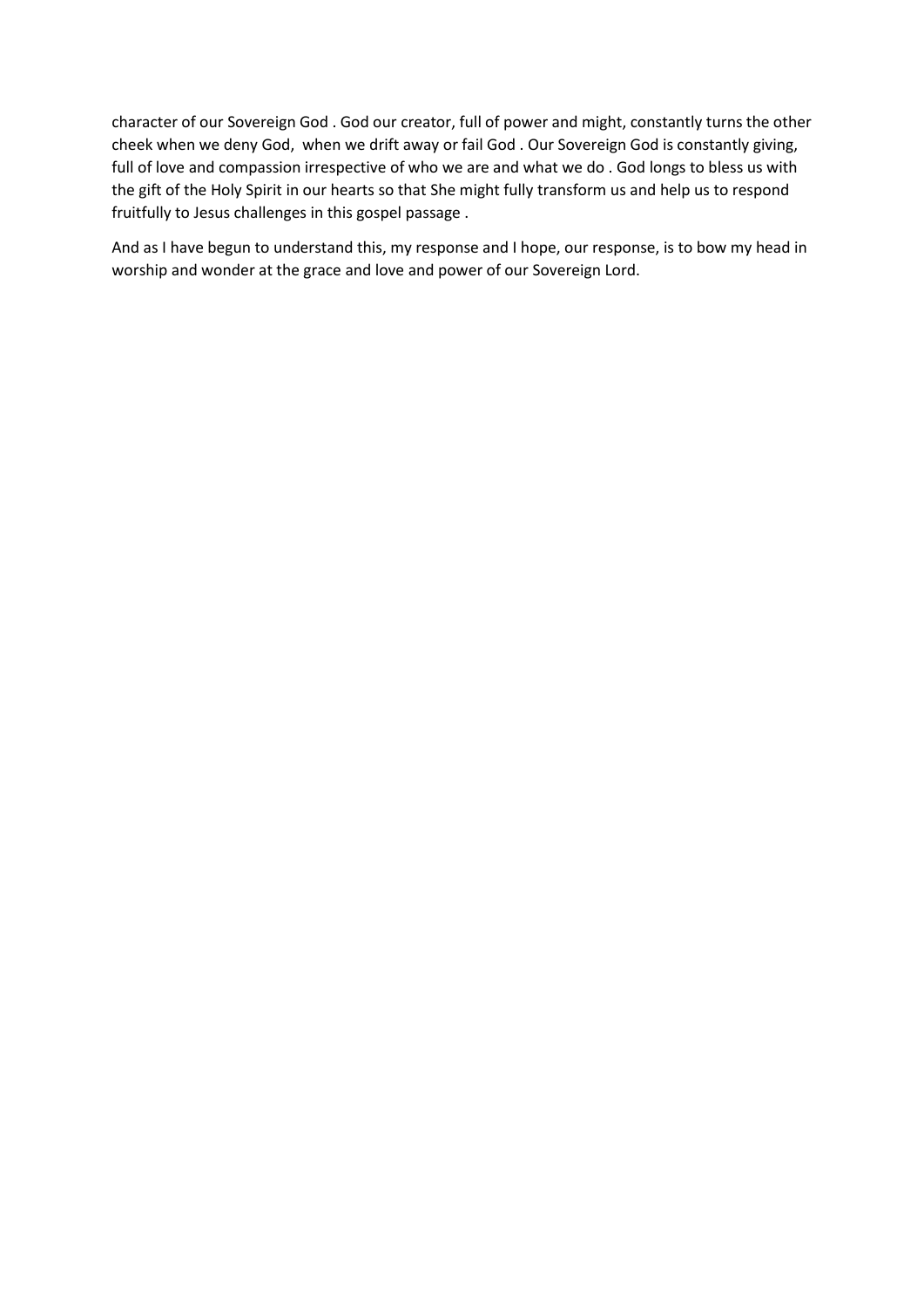character of our Sovereign God . God our creator, full of power and might, constantly turns the other cheek when we deny God, when we drift away or fail God . Our Sovereign God is constantly giving, full of love and compassion irrespective of who we are and what we do . God longs to bless us with the gift of the Holy Spirit in our hearts so that She might fully transform us and help us to respond fruitfully to Jesus challenges in this gospel passage .

And as I have begun to understand this, my response and I hope, our response, is to bow my head in worship and wonder at the grace and love and power of our Sovereign Lord.